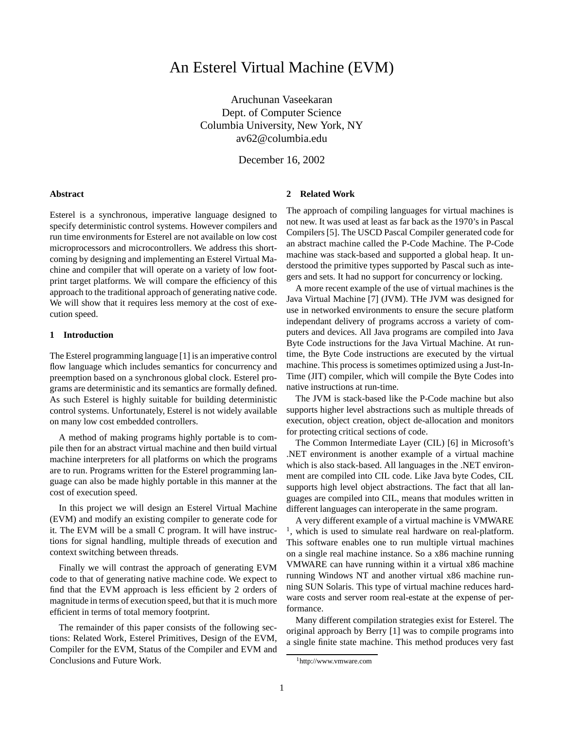# An Esterel Virtual Machine (EVM)

Aruchunan Vaseekaran
Dept. of Computer Science
Columbia University, New York, NY
av62@columbia.edu

December 16, 2002

**Abstract**

Esterel is a synchronous, imperative language designed to specify deterministic control systems. However compilers and run time environments for Esterel are not available on low cost microprocessors and microcontrollers. We address this shortcoming by designing and implementing an Esterel Virtual Machine and compiler that will operate on a variety of low footprint target platforms. We will compare the efficiency of this approach to the traditional approach of generating native code. We will show that it requires less memory at the cost of execution speed.

## 1 Introduction

The Esterel programming language [1] is an imperative control flow language which includes semantics for concurrency and preemption based on a synchronous global clock. Esterel programs are deterministic and its semantics are formally defined. As such Esterel is highly suitable for building deterministic control systems. Unfortunately, Esterel is not widely available on many low cost embedded controllers.

A method of making programs highly portable is to compile then for an abstract virtual machine and then build virtual machine interpreters for all platforms on which the programs are to run. Programs written for the Esterel programming language can also be made highly portable in this manner at the cost of execution speed.

In this project we will design an Esterel Virtual Machine (EVM) and modify an existing compiler to generate code for it. The EVM will be a small C program. It will have instructions for signal handling, multiple threads of execution and context switching between threads.

Finally we will contrast the approach of generating EVM code to that of generating native machine code. We expect to find that the EVM approach is less efficient by 2 orders of magnitude in terms of execution speed, but that it is much more efficient in terms of total memory footprint.

The remainder of this paper consists of the following sections: Related Work, Esterel Primitives, Design of the EVM, Compiler for the EVM, Status of the Compiler and EVM and Conclusions and Future Work.

## 2 Related Work

The approach of compiling languages for virtual machines is not new. It was used at least as far back as the 1970's in Pascal Compilers [5]. The USCD Pascal Compiler generated code for an abstract machine called the P-Code Machine. The P-Code machine was stack-based and supported a global heap. It understood the primitive types supported by Pascal such as integers and sets. It had no support for concurrency or locking.

A more recent example of the use of virtual machines is the Java Virtual Machine [7] (JVM). THe JVM was designed for use in networked environments to ensure the secure platform independant delivery of programs accross a variety of computers and devices. All Java programs are compiled into Java Byte Code instructions for the Java Virtual Machine. At runtime, the Byte Code instructions are executed by the virtual machine. This process is sometimes optimized using a Just-In-Time (JIT) compiler, which will compile the Byte Codes into native instructions at run-time.

The JVM is stack-based like the P-Code machine but also supports higher level abstractions such as multiple threads of execution, object creation, object de-allocation and monitors for protecting critical sections of code.

The Common Intermediate Layer (CIL) [6] in Microsoft's .NET environment is another example of a virtual machine which is also stack-based. All languages in the .NET environment are compiled into CIL code. Like Java byte Codes, CIL supports high level object abstractions. The fact that all languages are compiled into CIL, means that modules written in different languages can interoperate in the same program.

A very different example of a virtual machine is VMWARE [1], which is used to simulate real hardware on real-platform. This software enables one to run multiple virtual machines on a single real machine instance. So a x86 machine running VMWARE can have running within it a virtual x86 machine running Windows NT and another virtual x86 machine running SUN Solaris. This type of virtual machine reduces hardware costs and server room real-estate at the expense of performance.

Many different compilation strategies exist for Esterel. The original approach by Berry [1] was to compile programs into a single finite state machine. This method produces very fast

[1] http://www.vmware.com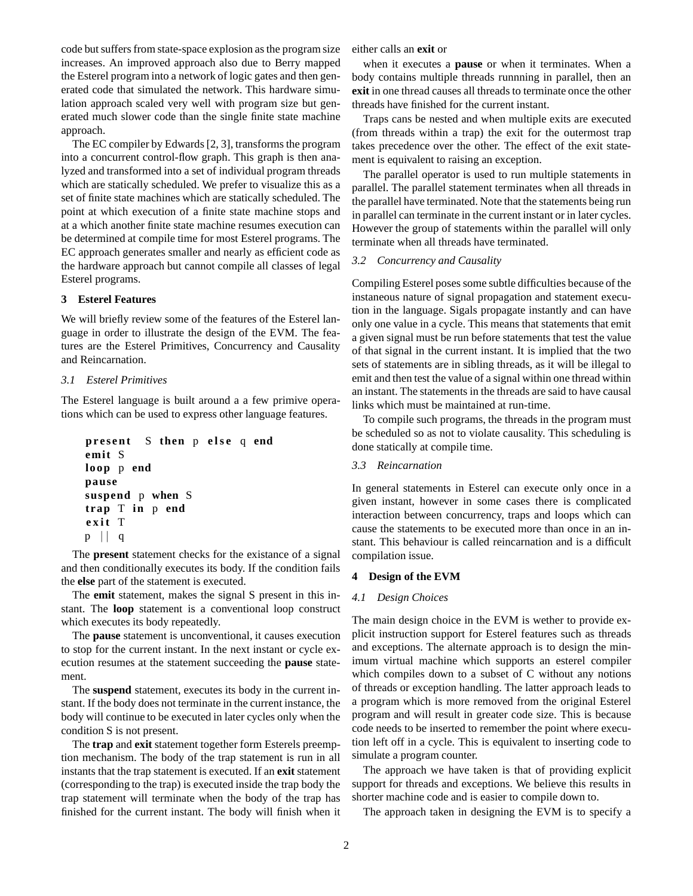code but suffers from state-space explosion as the program size increases. An improved approach also due to Berry mapped the Esterel program into a network of logic gates and then generated code that simulated the network. This hardware simulation approach scaled very well with program size but generated much slower code than the single finite state machine approach.

The EC compiler by Edwards [2, 3], transforms the program into a concurrent control-flow graph. This graph is then analyzed and transformed into a set of individual program threads which are statically scheduled. We prefer to visualize this as a set of finite state machines which are statically scheduled. The point at which execution of a finite state machine stops and at a which another finite state machine resumes execution can be determined at compile time for most Esterel programs. The EC approach generates smaller and nearly as efficient code as the hardware approach but cannot compile all classes of legal Esterel programs.

## 3 Esterel Features

We will briefly review some of the features of the Esterel language in order to illustrate the design of the EVM. The features are the Esterel Primitives, Concurrency and Causality and Reincarnation.

### 3.1 Esterel Primitives

The Esterel language is built around a a few primive operations which can be used to express other language features.

```
present S then p else q end
emit S
loop p end
pause
suspend p when S
trap T in p end
exit T
p || q
```

The **present** statement checks for the existance of a signal and then conditionally executes its body. If the condition fails the **else** part of the statement is executed.

The **emit** statement, makes the signal S present in this instant. The **loop** statement is a conventional loop construct which executes its body repeatedly.

The **pause** statement is unconventional, it causes execution to stop for the current instant. In the next instant or cycle execution resumes at the statement succeeding the **pause** statement.

The **suspend** statement, executes its body in the current instant. If the body does not terminate in the current instance, the body will continue to be executed in later cycles only when the condition S is not present.

The **trap** and **exit** statement together form Esterels preemption mechanism. The body of the trap statement is run in all instants that the trap statement is executed. If an **exit** statement (corresponding to the trap) is executed inside the trap body the trap statement will terminate when the body of the trap has finished for the current instant. The body will finish when it either calls an **exit** or

when it executes a **pause** or when it terminates. When a body contains multiple threads runnning in parallel, then an **exit** in one thread causes all threads to terminate once the other threads have finished for the current instant.

Traps cans be nested and when multiple exits are executed (from threads within a trap) the exit for the outermost trap takes precedence over the other. The effect of the exit statement is equivalent to raising an exception.

The parallel operator is used to run multiple statements in parallel. The parallel statement terminates when all threads in the parallel have terminated. Note that the statements being run in parallel can terminate in the current instant or in later cycles. However the group of statements within the parallel will only terminate when all threads have terminated.

### 3.2 Concurrency and Causality

Compiling Esterel poses some subtle difficulties because of the instaneous nature of signal propagation and statement execution in the language. Sigals propagate instantly and can have only one value in a cycle. This means that statements that emit a given signal must be run before statements that test the value of that signal in the current instant. It is implied that the two sets of statements are in sibling threads, as it will be illegal to emit and then test the value of a signal within one thread within an instant. The statements in the threads are said to have causal links which must be maintained at run-time.

To compile such programs, the threads in the program must be scheduled so as not to violate causality. This scheduling is done statically at compile time.

### 3.3 Reincarnation

In general statements in Esterel can execute only once in a given instant, however in some cases there is complicated interaction between concurrency, traps and loops which can cause the statements to be executed more than once in an instant. This behaviour is called reincarnation and is a difficult compilation issue.

## 4 Design of the EVM

### 4.1 Design Choices

The main design choice in the EVM is wether to provide explicit instruction support for Esterel features such as threads and exceptions. The alternate approach is to design the minimum virtual machine which supports an esterel compiler which compiles down to a subset of C without any notions of threads or exception handling. The latter approach leads to a program which is more removed from the original Esterel program and will result in greater code size. This is because code needs to be inserted to remember the point where execution left off in a cycle. This is equivalent to inserting code to simulate a program counter.

The approach we have taken is that of providing explicit support for threads and exceptions. We believe this results in shorter machine code and is easier to compile down to.

The approach taken in designing the EVM is to specify a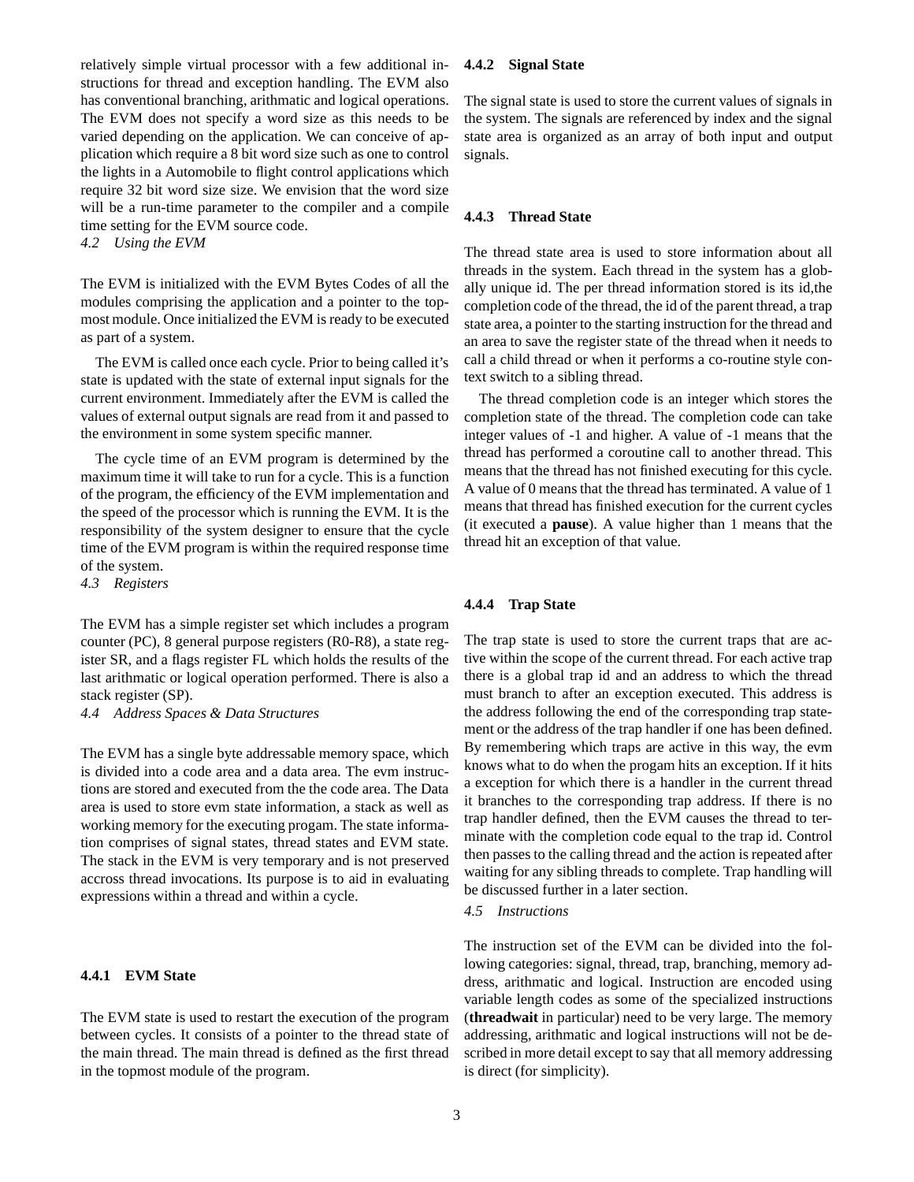relatively simple virtual processor with a few additional instructions for thread and exception handling. The EVM also has conventional branching, arithmatic and logical operations. The EVM does not specify a word size as this needs to be varied depending on the application. We can conceive of application which require a 8 bit word size such as one to control the lights in a Automobile to flight control applications which require 32 bit word size size. We envision that the word size will be a run-time parameter to the compiler and a compile time setting for the EVM source code.

### *4.2 Using the EVM*

The EVM is initialized with the EVM Bytes Codes of all the modules comprising the application and a pointer to the topmost module. Once initialized the EVM is ready to be executed as part of a system.

The EVM is called once each cycle. Prior to being called it's state is updated with the state of external input signals for the current environment. Immediately after the EVM is called the values of external output signals are read from it and passed to the environment in some system specific manner.

The cycle time of an EVM program is determined by the maximum time it will take to run for a cycle. This is a function of the program, the efficiency of the EVM implementation and the speed of the processor which is running the EVM. It is the responsibility of the system designer to ensure that the cycle time of the EVM program is within the required response time of the system.

### *4.3 Registers*

The EVM has a simple register set which includes a program counter (PC), 8 general purpose registers (R0-R8), a state register SR, and a flags register FL which holds the results of the last arithmatic or logical operation performed. There is also a stack register (SP).

### *4.4 Address Spaces & Data Structures*

The EVM has a single byte addressable memory space, which is divided into a code area and a data area. The evm instructions are stored and executed from the the code area. The Data area is used to store evm state information, a stack as well as working memory for the executing progam. The state information comprises of signal states, thread states and EVM state. The stack in the EVM is very temporary and is not preserved accross thread invocations. Its purpose is to aid in evaluating expressions within a thread and within a cycle.

#### 4.4.1 EVM State

The EVM state is used to restart the execution of the program between cycles. It consists of a pointer to the thread state of the main thread. The main thread is defined as the first thread in the topmost module of the program.

#### 4.4.2 Signal State

The signal state is used to store the current values of signals in the system. The signals are referenced by index and the signal state area is organized as an array of both input and output signals.

#### 4.4.3 Thread State

The thread state area is used to store information about all threads in the system. Each thread in the system has a globally unique id. The per thread information stored is its id,the completion code of the thread, the id of the parent thread, a trap state area, a pointer to the starting instruction for the thread and an area to save the register state of the thread when it needs to call a child thread or when it performs a co-routine style context switch to a sibling thread.

The thread completion code is an integer which stores the completion state of the thread. The completion code can take integer values of -1 and higher. A value of -1 means that the thread has performed a coroutine call to another thread. This means that the thread has not finished executing for this cycle. A value of 0 means that the thread has terminated. A value of 1 means that thread has finished execution for the current cycles (it executed a **pause**). A value higher than 1 means that the thread hit an exception of that value.

#### 4.4.4 Trap State

The trap state is used to store the current traps that are active within the scope of the current thread. For each active trap there is a global trap id and an address to which the thread must branch to after an exception executed. This address is the address following the end of the corresponding trap statement or the address of the trap handler if one has been defined. By remembering which traps are active in this way, the evm knows what to do when the progam hits an exception. If it hits a exception for which there is a handler in the current thread it branches to the corresponding trap address. If there is no trap handler defined, then the EVM causes the thread to terminate with the completion code equal to the trap id. Control then passes to the calling thread and the action is repeated after waiting for any sibling threads to complete. Trap handling will be discussed further in a later section.

### *4.5 Instructions*

The instruction set of the EVM can be divided into the following categories: signal, thread, trap, branching, memory address, arithmatic and logical. Instruction are encoded using variable length codes as some of the specialized instructions (**threadwait** in particular) need to be very large. The memory addressing, arithmatic and logical instructions will not be described in more detail except to say that all memory addressing is direct (for simplicity).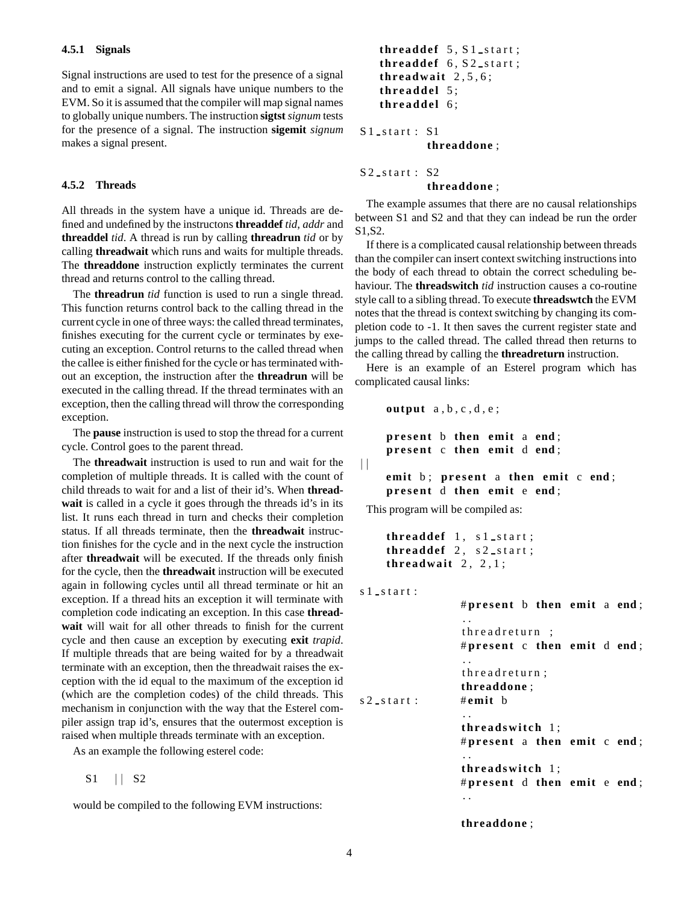#### 4.5.1 Signals

Signal instructions are used to test for the presence of a signal and to emit a signal. All signals have unique numbers to the EVM. So it is assumed that the compiler will map signal names to globally unique numbers. The instruction **sigtst** *signum* tests for the presence of a signal. The instruction **sigemit** *signum* makes a signal present.

#### 4.5.2 Threads

All threads in the system have a unique id. Threads are defined and undefined by the instructons **threaddef** *tid*, *addr* and **threaddel** *tid*. A thread is run by calling **threadrun** *tid* or by calling **threadwait** which runs and waits for multiple threads. The **threaddone** instruction explictly terminates the current thread and returns control to the calling thread.

The **threadrun** *tid* function is used to run a single thread. This function returns control back to the calling thread in the current cycle in one of three ways: the called thread terminates, finishes executing for the current cycle or terminates by executing an exception. Control returns to the called thread when the callee is either finished for the cycle or has terminated without an exception, the instruction after the **threadrun** will be executed in the calling thread. If the thread terminates with an exception, then the calling thread will throw the corresponding exception.

The **pause** instruction is used to stop the thread for a current cycle. Control goes to the parent thread.

The **threadwait** instruction is used to run and wait for the completion of multiple threads. It is called with the count of child threads to wait for and a list of their id's. When **threadwait** is called in a cycle it goes through the threads id's in its list. It runs each thread in turn and checks their completion status. If all threads terminate, then the **threadwait** instruction finishes for the cycle and in the next cycle the instruction after **threadwait** will be executed. If the threads only finish for the cycle, then the **threadwait** instruction will be executed again in following cycles until all thread terminate or hit an exception. If a thread hits an exception it will terminate with completion code indicating an exception. In this case **threadwait** will wait for all other threads to finish for the current cycle and then cause an exception by executing **exit** *trapid*. If multiple threads that are being waited for by a threadwait terminate with an exception, then the threadwait raises the exception with the id equal to the maximum of the exception id (which are the completion codes) of the child threads. This mechanism in conjunction with the way that the Esterel compiler assign trap id's, ensures that the outermost exception is raised when multiple threads terminate with an exception.

As an example the following esterel code:

```
S1   ||  S2
```

would be compiled to the following EVM instructions:

```
    threaddef 5, S1_start;
    threaddef 6, S2_start;
    threadwait 2,5,6;
    threaddel 5;
    threaddel 6;

S1_start: S1
          threaddone;

S2_start: S2
          threaddone;
```

The example assumes that there are no causal relationships between S1 and S2 and that they can indead be run the order S1,S2.

If there is a complicated causal relationship between threads than the compiler can insert context switching instructions into the body of each thread to obtain the correct scheduling behaviour. The **threadswitch** *tid* instruction causes a co-routine style call to a sibling thread. To execute **threadswtch** the EVM notes that the thread is context switching by changing its completion code to -1. It then saves the current register state and jumps to the called thread. The called thread then returns to the calling thread by calling the **threadreturn** instruction.

Here is an example of an Esterel program which has complicated causal links:

```
    output a,b,c,d,e;

    present b then emit a end;
    present c then emit d end;
||
    emit b; present a then emit c end;
    present d then emit e end;
```

This program will be compiled as:

```
    threaddef 1, s1_start;
    threaddef 2, s2_start;
    threadwait 2, 2,1;

s1_start:
              #present b then emit a end;
              ..
              threadreturn ;
              #present c then emit d end;
              ..
              threadreturn;
              threaddone;
s2_start:     #emit b
              ..
              threadswitch 1;
              #present a then emit c end;
              ..
              threadswitch 1;
              #present d then emit e end;
              ..

              threaddone;
```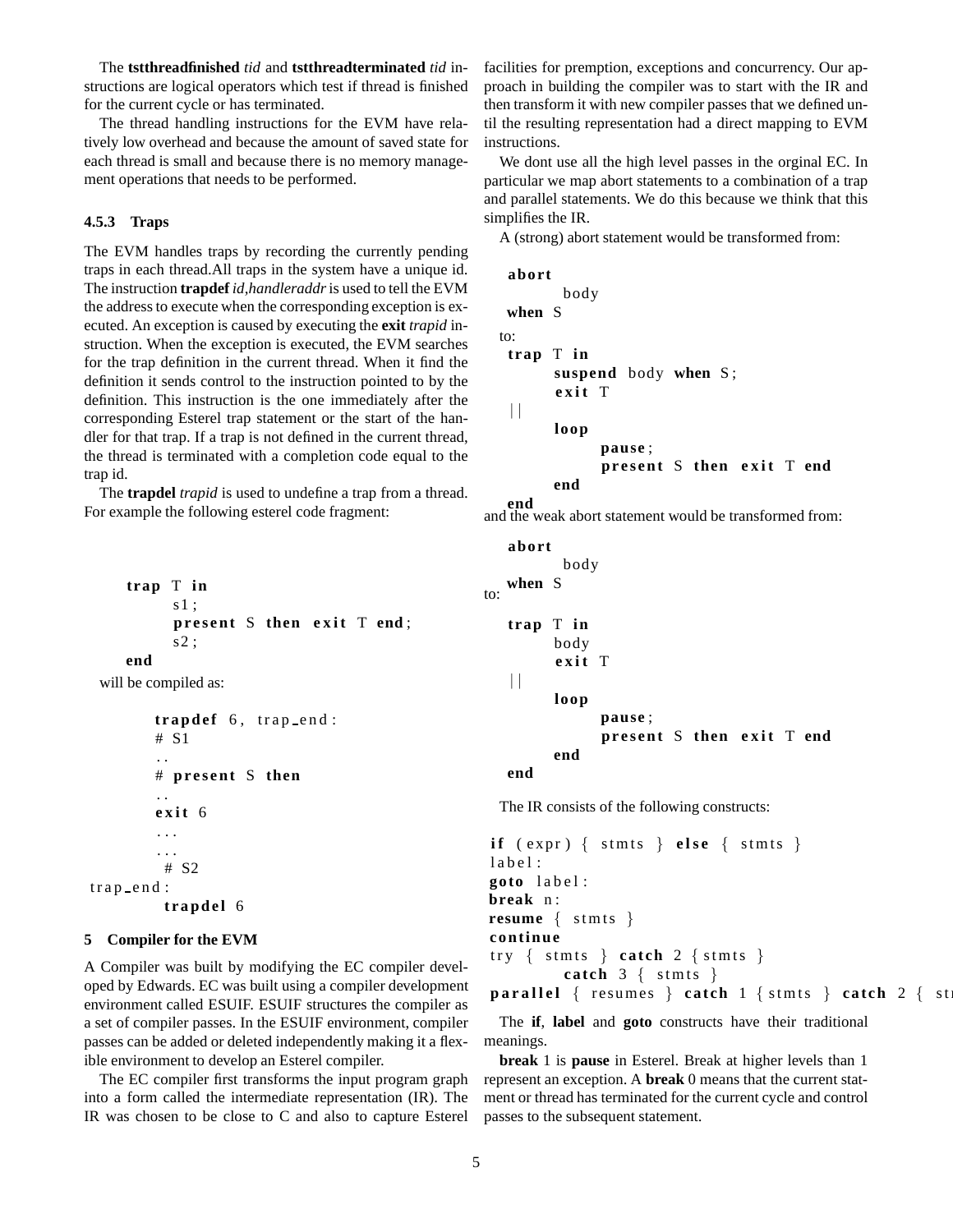The **tstthreadfinished** *tid* and **tstthreadterminated** *tid* instructions are logical operators which test if thread is finished for the current cycle or has terminated.

The thread handling instructions for the EVM have relatively low overhead and because the amount of saved state for each thread is small and because there is no memory management operations that needs to be performed.

#### 4.5.3 Traps

The EVM handles traps by recording the currently pending traps in each thread.All traps in the system have a unique id. The instruction **trapdef** *id,handleraddr* is used to tell the EVM the address to execute when the corresponding exception is executed. An exception is caused by executing the **exit** *trapid* instruction. When the exception is executed, the EVM searches for the trap definition in the current thread. When it find the definition it sends control to the instruction pointed to by the definition. This instruction is the one immediately after the corresponding Esterel trap statement or the start of the handler for that trap. If a trap is not defined in the current thread, the thread is terminated with a completion code equal to the trap id.

The **trapdel** *trapid* is used to undefine a trap from a thread. For example the following esterel code fragment:

```
trap T in
      s1;
      present S then exit T end;
      s2;
end
```

will be compiled as:

```
        trapdef 6, trap_end:
        # S1
        ..
        # present S then
        ..
        exit 6
        ...
        ...
         # S2
trap_end:
         trapdel 6
```

## 5 Compiler for the EVM

A Compiler was built by modifying the EC compiler developed by Edwards. EC was built using a compiler development environment called ESUIF. ESUIF structures the compiler as a set of compiler passes. In the ESUIF environment, compiler passes can be added or deleted independently making it a flexible environment to develop an Esterel compiler.

The EC compiler first transforms the input program graph into a form called the intermediate representation (IR). The IR was chosen to be close to C and also to capture Esterel facilities for premption, exceptions and concurrency. Our approach in building the compiler was to start with the IR and then transform it with new compiler passes that we defined until the resulting representation had a direct mapping to EVM instructions.

We dont use all the high level passes in the orginal EC. In particular we map abort statements to a combination of a trap and parallel statements. We do this because we think that this simplifies the IR.

A (strong) abort statement would be transformed from:

```
abort
      body
when S
```

to:

```
trap T in
      suspend body when S;
      exit T
||
      loop
            pause;
            present S then exit T end
      end
end
```

and the weak abort statement would be transformed from:

```
abort
      body
when S
```

to:

```
trap T in
      body
      exit T
||
      loop
            pause;
            present S then exit T end
      end
end
```

The IR consists of the following constructs:

```
if (expr) { stmts } else { stmts }
label:
goto label:
break n:
resume { stmts }
continue
try { stmts } catch 2 {stmts }
        catch 3 { stmts }
parallel { resumes } catch 1 {stmts } catch 2 { st
```

The **if**, **label** and **goto** constructs have their traditional meanings.

**break** 1 is **pause** in Esterel. Break at higher levels than 1 represent an exception. A **break** 0 means that the current statment or thread has terminated for the current cycle and control passes to the subsequent statement.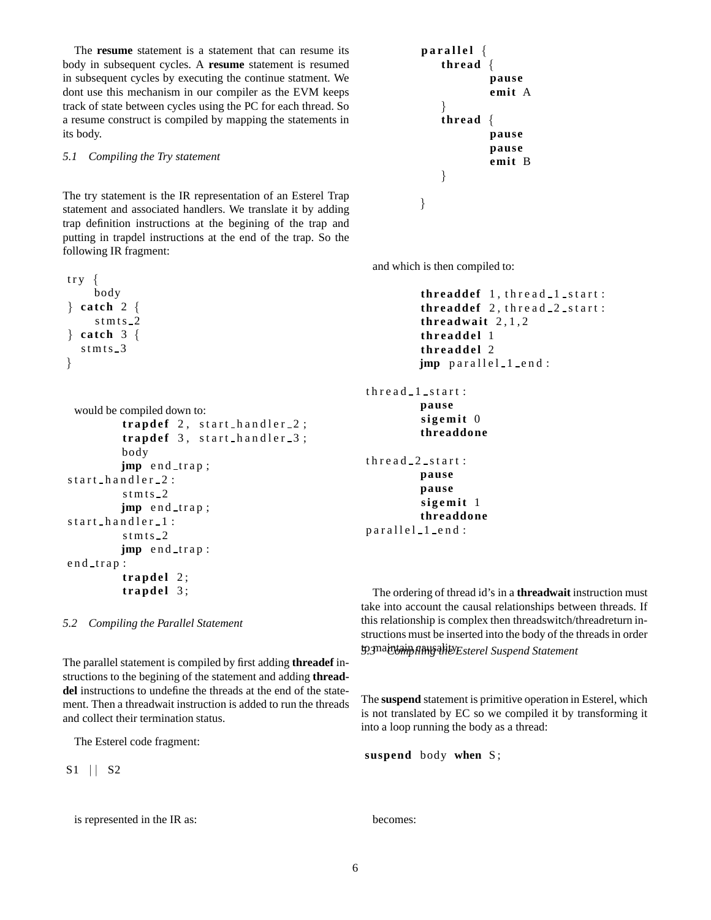The **resume** statement is a statement that can resume its body in subsequent cycles. A **resume** statement is resumed in subsequent cycles by executing the continue statment. We dont use this mechanism in our compiler as the EVM keeps track of state between cycles using the PC for each thread. So a resume construct is compiled by mapping the statements in its body.

### *5.1 Compiling the Try statement*

The try statement is the IR representation of an Esterel Trap statement and associated handlers. We translate it by adding trap definition instructions at the begining of the trap and putting in trapdel instructions at the end of the trap. So the following IR fragment:

```
try {
    body
} catch 2 {
    stmts_2
} catch 3 {
  stmts_3
}
```

would be compiled down to:

```
        trapdef 2, start_handler_2;
        trapdef 3, start_handler_3;
        body
        jmp end_trap;
start_handler_2:
        stmts_2
        jmp end_trap;
start_handler_1:
        stmts_2
        jmp end_trap:
end_trap:
        trapdel 2;
        trapdel 3;
```

### *5.2 Compiling the Parallel Statement*

The parallel statement is compiled by first adding **threadef** instructions to the begining of the statement and adding **threaddel** instructions to undefine the threads at the end of the statement. Then a threadwait instruction is added to run the threads and collect their termination status.

The Esterel code fragment:

```
S1 || S2
```

is represented in the IR as:

```
parallel {
    thread {
            pause
            emit A
    }
    thread {
            pause
            pause
            emit B
    }

}
```

and which is then compiled to:

```
        threaddef 1,thread_1_start:
        threaddef 2,thread_2_start:
        threadwait 2,1,2
        threaddel 1
        threaddel 2
        jmp parallel_1_end:

thread_1_start:
        pause
        sigemit 0
        threaddone

thread_2_start:
        pause
        pause
        sigemit 1
        threaddone
parallel_1_end:
```

The ordering of thread id's in a **threadwait** instruction must take into account the causal relationships between threads. If this relationship is complex then threadswitch/threadreturn instructions must be inserted into the body of the threads in order to maintain causality.

### *5.3 Compiling the Esterel Suspend Statement*

The **suspend** statement is primitive operation in Esterel, which is not translated by EC so we compiled it by transforming it into a loop running the body as a thread:

```
suspend body when S;
```

becomes: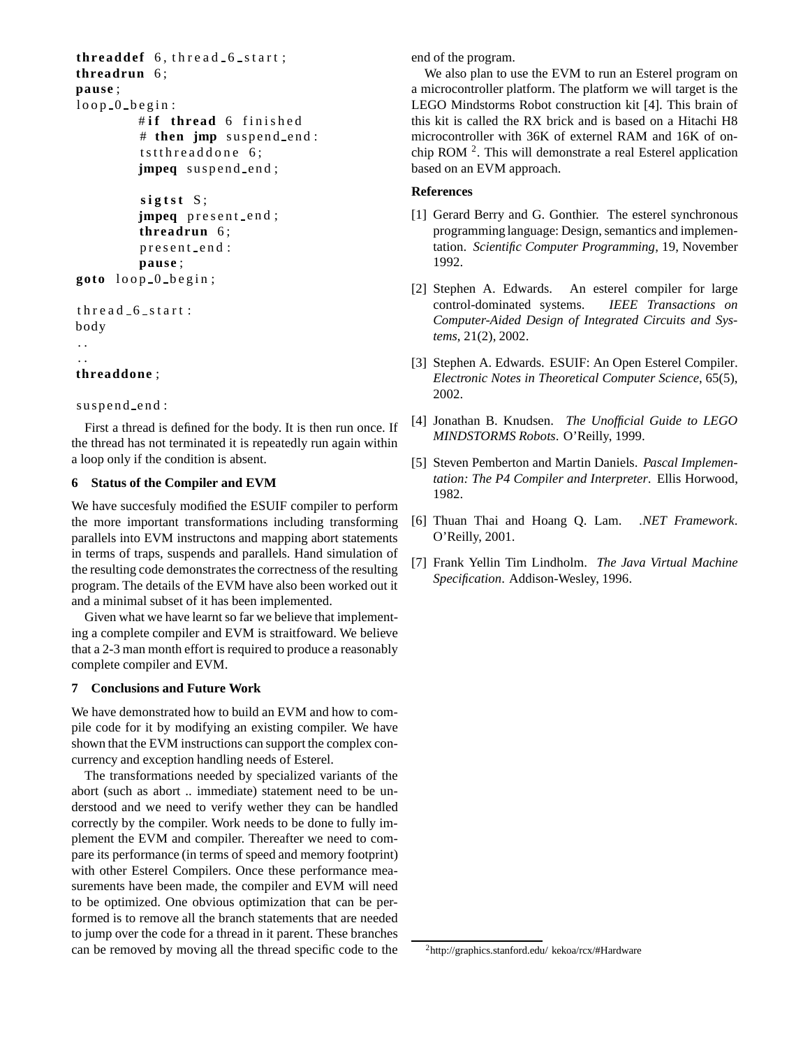```
threaddef 6, thread_6_start;
threadrun 6;
pause;
loop_0_begin:
        #if thread 6 finished
        # then jmp suspend_end:
        tstthreaddone 6;
        jmpeq suspend_end;

        sigtst S;
        jmpeq present_end;
        threadrun 6;
        present_end:
        pause;
goto loop_0_begin;

thread_6_start:
body
..
..
threaddone;

suspend_end:
```

First a thread is defined for the body. It is then run once. If the thread has not terminated it is repeatedly run again within a loop only if the condition is absent.

## 6 Status of the Compiler and EVM

We have succesfully modified the ESUIF compiler to perform the more important transformations including transforming parallels into EVM instructons and mapping abort statements in terms of traps, suspends and parallels. Hand simulation of the resulting code demonstrates the correctness of the resulting program. The details of the EVM have also been worked out it and a minimal subset of it has been implemented.

Given what we have learnt so far we believe that implementing a complete compiler and EVM is straitfoward. We believe that a 2-3 man month effort is required to produce a reasonably complete compiler and EVM.

## 7 Conclusions and Future Work

We have demonstrated how to build an EVM and how to compile code for it by modifying an existing compiler. We have shown that the EVM instructions can support the complex concurrency and exception handling needs of Esterel.

The transformations needed by specialized variants of the abort (such as abort .. immediate) statement need to be understood and we need to verify wether they can be handled correctly by the compiler. Work needs to be done to fully implement the EVM and compiler. Thereafter we need to compare its performance (in terms of speed and memory footprint) with other Esterel Compilers. Once these performance measurements have been made, the compiler and EVM will need to be optimized. One obvious optimization that can be performed is to remove all the branch statements that are needed to jump over the code for a thread in it parent. These branches can be removed by moving all the thread specific code to the end of the program.

We also plan to use the EVM to run an Esterel program on a microcontroller platform. The platform we will target is the LEGO Mindstorms Robot construction kit [4]. This brain of this kit is called the RX brick and is based on a Hitachi H8 microcontroller with 36K of externel RAM and 16K of on-chip ROM [2]. This will demonstrate a real Esterel application based on an EVM approach.

## References

[1] Gerard Berry and G. Gonthier. The esterel synchronous programming language: Design, semantics and implementation. *Scientific Computer Programming*, 19, November 1992.

[2] Stephen A. Edwards. An esterel compiler for large control-dominated systems. *IEEE Transactions on Computer-Aided Design of Integrated Circuits and Systems*, 21(2), 2002.

[3] Stephen A. Edwards. ESUIF: An Open Esterel Compiler. *Electronic Notes in Theoretical Computer Science*, 65(5), 2002.

[4] Jonathan B. Knudsen. *The Unofficial Guide to LEGO MINDSTORMS Robots*. O'Reilly, 1999.

[5] Steven Pemberton and Martin Daniels. *Pascal Implementation: The P4 Compiler and Interpreter*. Ellis Horwood, 1982.

[6] Thuan Thai and Hoang Q. Lam. *.NET Framework*. O'Reilly, 2001.

[7] Frank Yellin Tim Lindholm. *The Java Virtual Machine Specification*. Addison-Wesley, 1996.

[2] http://graphics.stanford.edu/ kekoa/rcx/#Hardware